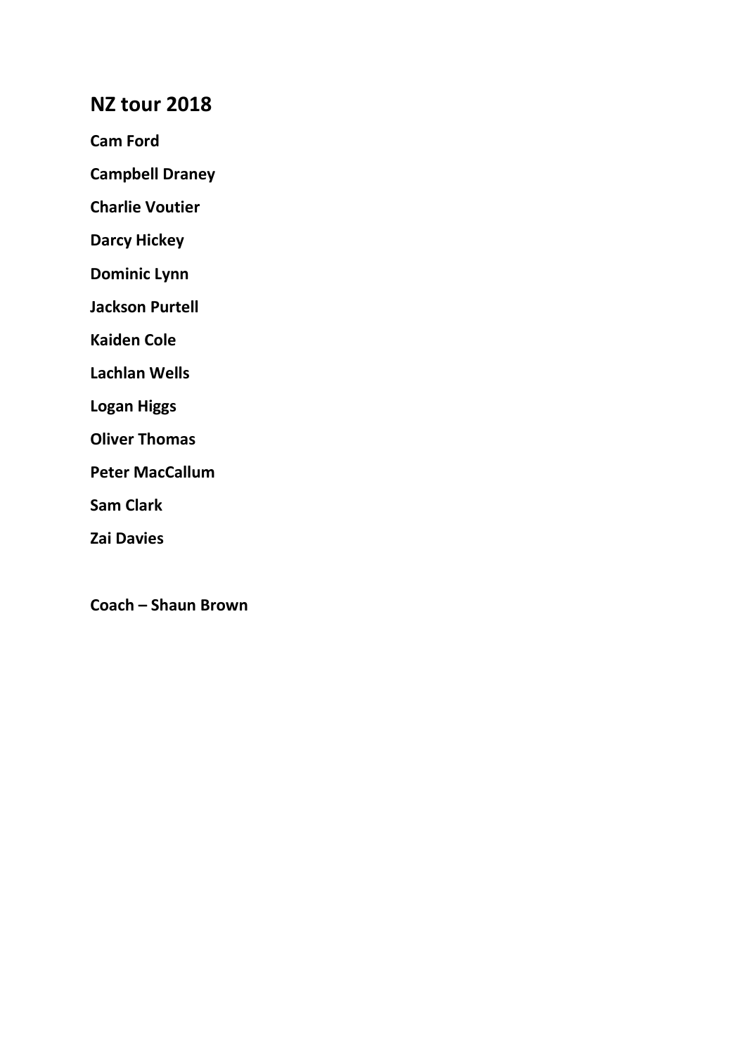## NZ tour 2018

**Cam Ford**

**Campbell Draney**

**Charlie Voutier**

**Darcy Hickey**

**Dominic Lynn**

**Jackson Purtell**

**Kaiden Cole**

**Lachlan Wells**

**Logan Higgs**

**Oliver Thomas**

**Peter MacCallum**

**Sam Clark**

**Zai Davies**

**Coach – Shaun Brown**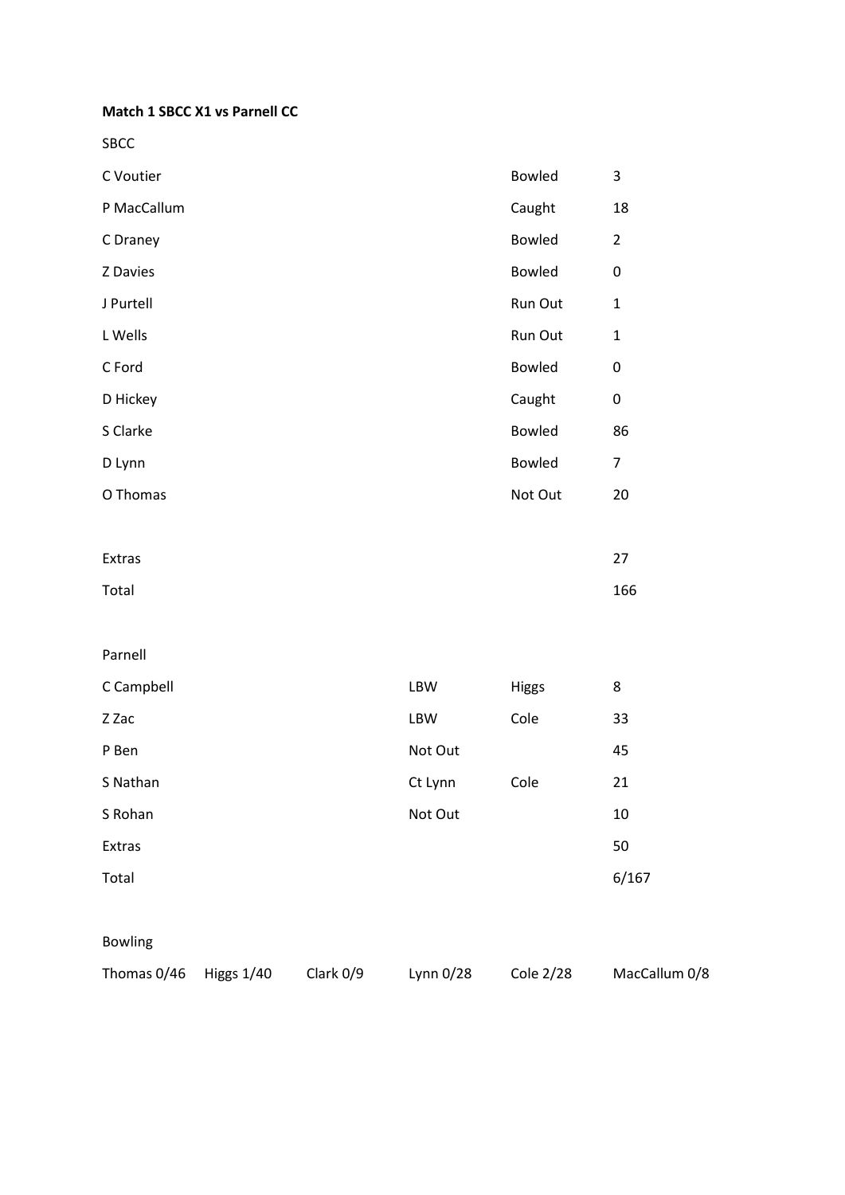**Match 1 SBCC X1 vs Parnell CC**

SBCC

| | | |
|---|---|---|
| C Voutier | Bowled | 3 |
| P MacCallum | Caught | 18 |
| C Draney | Bowled | 2 |
| Z Davies | Bowled | 0 |
| J Purtell | Run Out | 1 |
| L Wells | Run Out | 1 |
| C Ford | Bowled | 0 |
| D Hickey | Caught | 0 |
| S Clarke | Bowled | 86 |
| D Lynn | Bowled | 7 |
| O Thomas | Not Out | 20 |
| | | |
| Extras | | 27 |
| Total | | 166 |

Parnell

| | | | |
|---|---|---|---|
| C Campbell | LBW | Higgs | 8 |
| Z Zac | LBW | Cole | 33 |
| P Ben | Not Out | | 45 |
| S Nathan | Ct Lynn | Cole | 21 |
| S Rohan | Not Out | | 10 |
| Extras | | | 50 |
| Total | | | 6/167 |

Bowling

| | | | | | |
|---|---|---|---|---|---|
| Thomas 0/46 | Higgs 1/40 | Clark 0/9 | Lynn 0/28 | Cole 2/28 | MacCallum 0/8 |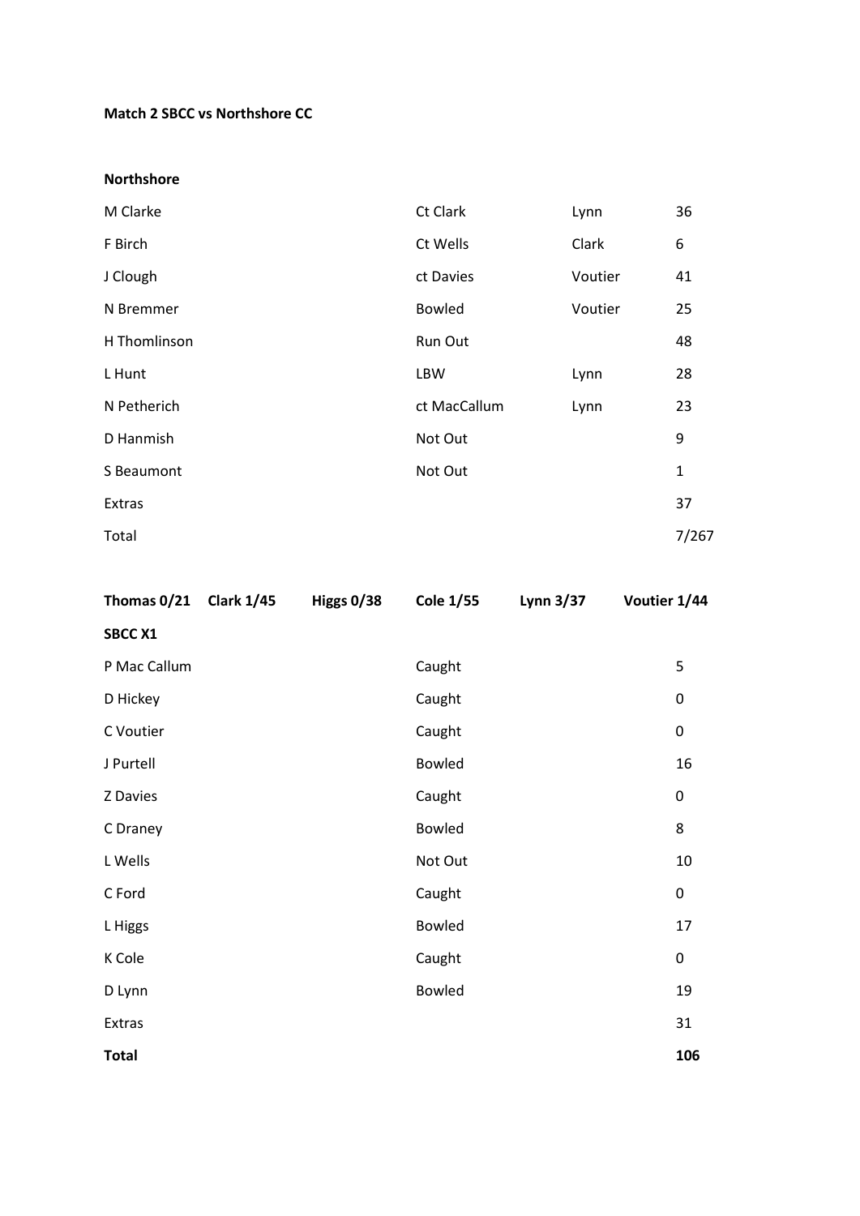**Match 2 SBCC vs Northshore CC**

**Northshore**

| Batter | Dismissal | Bowler | Runs |
|---|---|---|---|
| M Clarke | Ct Clark | Lynn | 36 |
| F Birch | Ct Wells | Clark | 6 |
| J Clough | ct Davies | Voutier | 41 |
| N Bremmer | Bowled | Voutier | 25 |
| H Thomlinson | Run Out | | 48 |
| L Hunt | LBW | Lynn | 28 |
| N Petherich | ct MacCallum | Lynn | 23 |
| D Hanmish | Not Out | | 9 |
| S Beaumont | Not Out | | 1 |
| Extras | | | 37 |
| Total | | | 7/267 |

**Thomas 0/21** **Clark 1/45** **Higgs 0/38** **Cole 1/55** **Lynn 3/37** **Voutier 1/44**

**SBCC X1**

| Batter | Dismissal | Runs |
|---|---|---|
| P Mac Callum | Caught | 5 |
| D Hickey | Caught | 0 |
| C Voutier | Caught | 0 |
| J Purtell | Bowled | 16 |
| Z Davies | Caught | 0 |
| C Draney | Bowled | 8 |
| L Wells | Not Out | 10 |
| C Ford | Caught | 0 |
| L Higgs | Bowled | 17 |
| K Cole | Caught | 0 |
| D Lynn | Bowled | 19 |
| Extras | | 31 |
| **Total** | | **106** |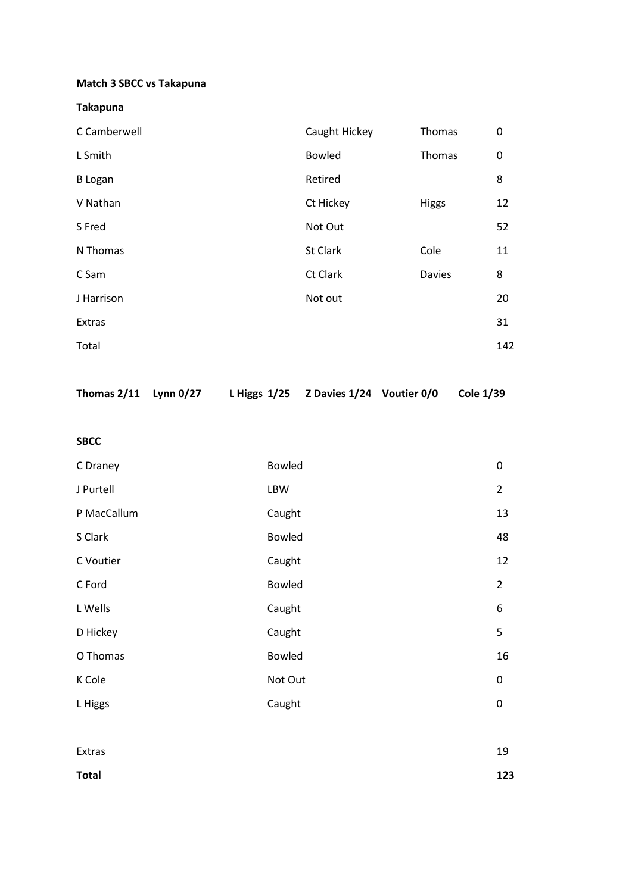**Match 3 SBCC vs Takapuna**

**Takapuna**

| | | | |
|---|---|---|---|
| C Camberwell | Caught Hickey | Thomas | 0 |
| L Smith | Bowled | Thomas | 0 |
| B Logan | Retired | | 8 |
| V Nathan | Ct Hickey | Higgs | 12 |
| S Fred | Not Out | | 52 |
| N Thomas | St Clark | Cole | 11 |
| C Sam | Ct Clark | Davies | 8 |
| J Harrison | Not out | | 20 |
| Extras | | | 31 |
| Total | | | 142 |

**Thomas 2/11 Lynn 0/27 L Higgs 1/25 Z Davies 1/24 Voutier 0/0 Cole 1/39**

**SBCC**

| | | |
|---|---|---|
| C Draney | Bowled | 0 |
| J Purtell | LBW | 2 |
| P MacCallum | Caught | 13 |
| S Clark | Bowled | 48 |
| C Voutier | Caught | 12 |
| C Ford | Bowled | 2 |
| L Wells | Caught | 6 |
| D Hickey | Caught | 5 |
| O Thomas | Bowled | 16 |
| K Cole | Not Out | 0 |
| L Higgs | Caught | 0 |
| | | |
| Extras | | 19 |
| **Total** | | **123** |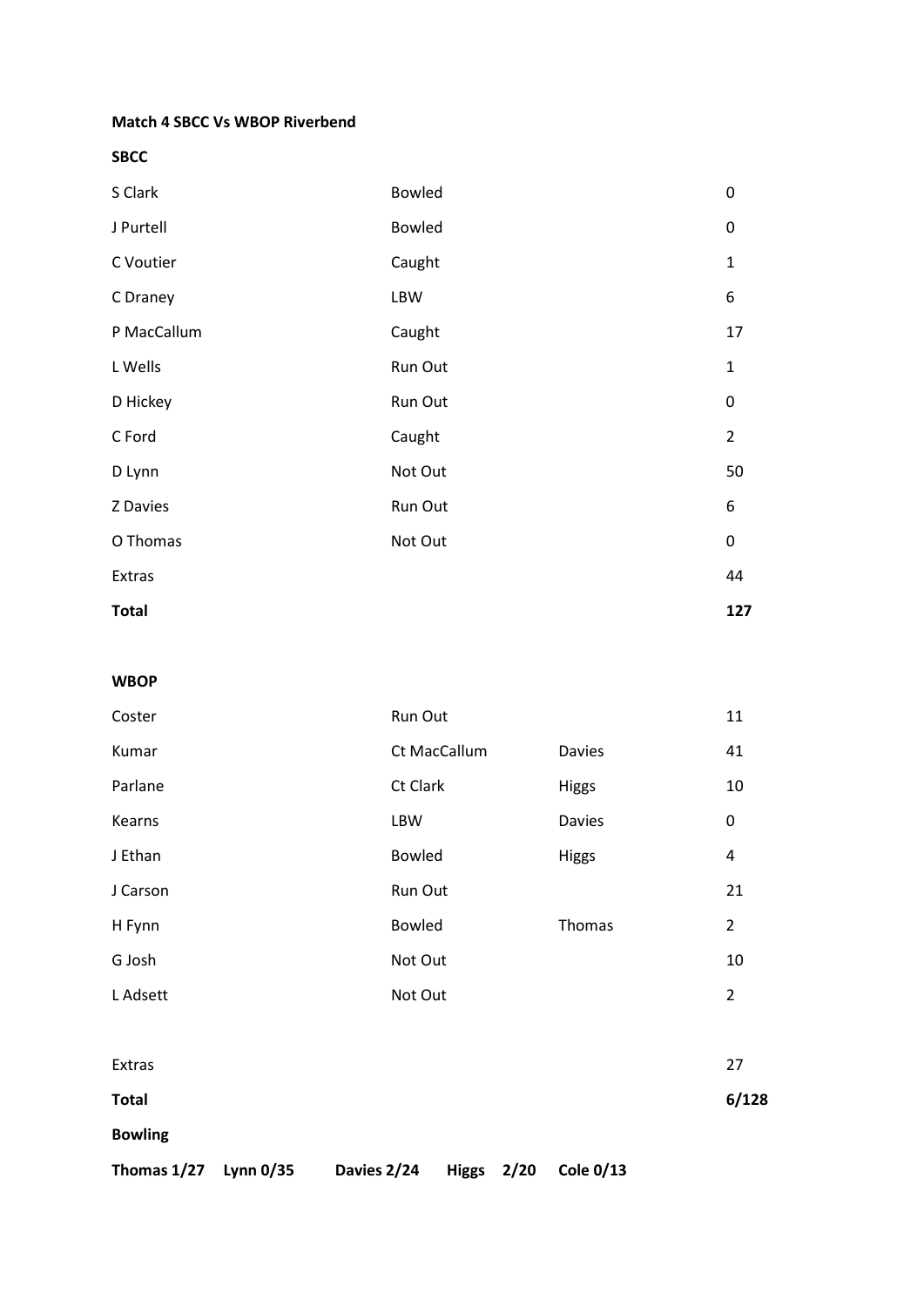**Match 4 SBCC Vs WBOP Riverbend**

**SBCC**

| | | |
|---|---|---|
| S Clark | Bowled | 0 |
| J Purtell | Bowled | 0 |
| C Voutier | Caught | 1 |
| C Draney | LBW | 6 |
| P MacCallum | Caught | 17 |
| L Wells | Run Out | 1 |
| D Hickey | Run Out | 0 |
| C Ford | Caught | 2 |
| D Lynn | Not Out | 50 |
| Z Davies | Run Out | 6 |
| O Thomas | Not Out | 0 |
| Extras | | 44 |
| **Total** | | **127** |

**WBOP**

| | | | |
|---|---|---|---|
| Coster | Run Out | | 11 |
| Kumar | Ct MacCallum | Davies | 41 |
| Parlane | Ct Clark | Higgs | 10 |
| Kearns | LBW | Davies | 0 |
| J Ethan | Bowled | Higgs | 4 |
| J Carson | Run Out | | 21 |
| H Fynn | Bowled | Thomas | 2 |
| G Josh | Not Out | | 10 |
| L Adsett | Not Out | | 2 |
| | | | |
| Extras | | | 27 |
| **Total** | | | **6/128** |

**Bowling**

**Thomas 1/27 Lynn 0/35 Davies 2/24 Higgs 2/20 Cole 0/13**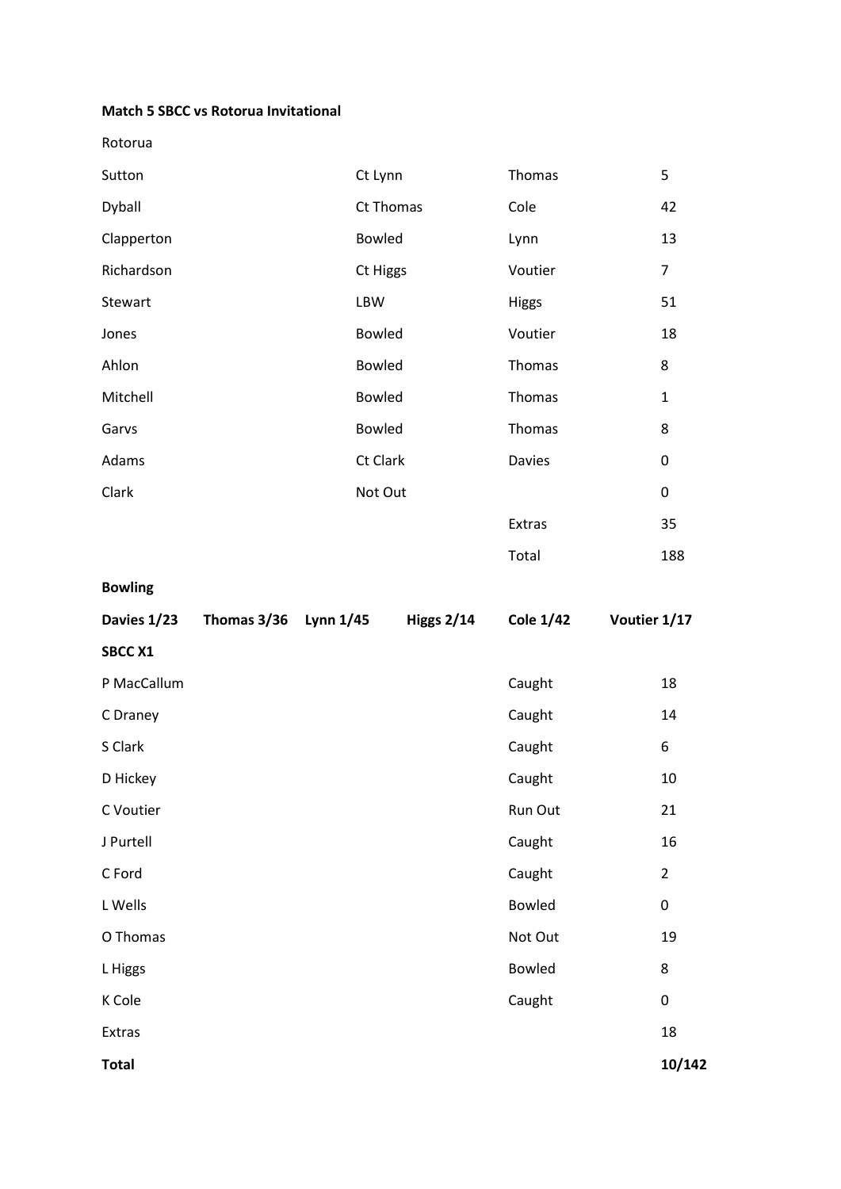**Match 5 SBCC vs Rotorua Invitational**

Rotorua

| Batsman | How Out | Bowler | Runs |
|---|---|---|---|
| Sutton | Ct Lynn | Thomas | 5 |
| Dyball | Ct Thomas | Cole | 42 |
| Clapperton | Bowled | Lynn | 13 |
| Richardson | Ct Higgs | Voutier | 7 |
| Stewart | LBW | Higgs | 51 |
| Jones | Bowled | Voutier | 18 |
| Ahlon | Bowled | Thomas | 8 |
| Mitchell | Bowled | Thomas | 1 |
| Garvs | Bowled | Thomas | 8 |
| Adams | Ct Clark | Davies | 0 |
| Clark | Not Out | | 0 |
| | | Extras | 35 |
| | | Total | 188 |

**Bowling**

| **Davies 1/23** | **Thomas 3/36** | **Lynn 1/45** | **Higgs 2/14** | **Cole 1/42** | **Voutier 1/17** |
|---|---|---|---|---|---|

**SBCC X1**

| Batsman | How Out | Runs |
|---|---|---|
| P MacCallum | Caught | 18 |
| C Draney | Caught | 14 |
| S Clark | Caught | 6 |
| D Hickey | Caught | 10 |
| C Voutier | Run Out | 21 |
| J Purtell | Caught | 16 |
| C Ford | Caught | 2 |
| L Wells | Bowled | 0 |
| O Thomas | Not Out | 19 |
| L Higgs | Bowled | 8 |
| K Cole | Caught | 0 |
| Extras | | 18 |
| **Total** | | **10/142** |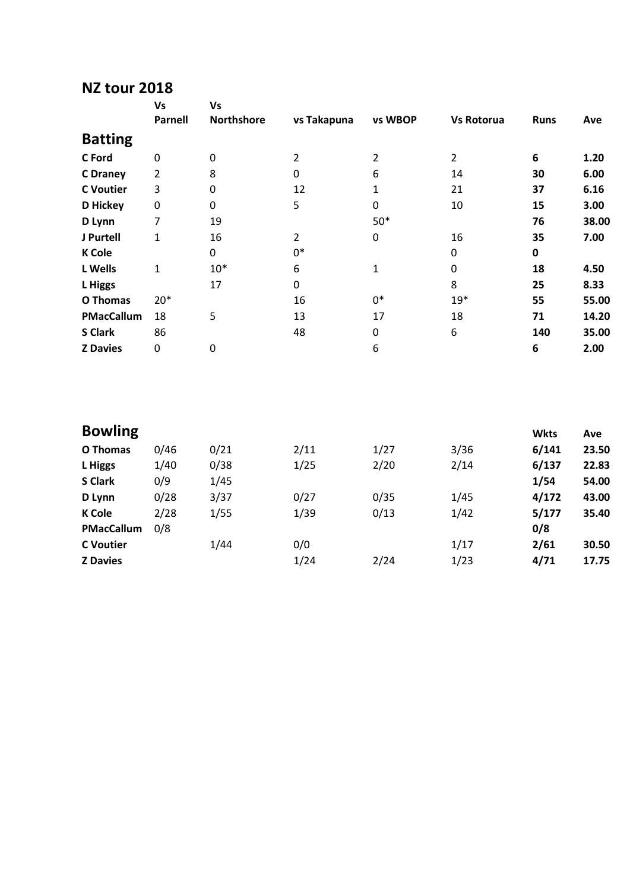## NZ tour 2018

### Batting

| | Vs Parnell | Vs Northshore | vs Takapuna | vs WBOP | Vs Rotorua | Runs | Ave |
|---|---|---|---|---|---|---|---|
| **C Ford** | 0 | 0 | 2 | 2 | 2 | **6** | **1.20** |
| **C Draney** | 2 | 8 | 0 | 6 | 14 | **30** | **6.00** |
| **C Voutier** | 3 | 0 | 12 | 1 | 21 | **37** | **6.16** |
| **D Hickey** | 0 | 0 | 5 | 0 | 10 | **15** | **3.00** |
| **D Lynn** | 7 | 19 | | 50* | | **76** | **38.00** |
| **J Purtell** | 1 | 16 | 2 | 0 | 16 | **35** | **7.00** |
| **K Cole** | | 0 | 0* | | 0 | **0** | |
| **L Wells** | 1 | 10* | 6 | 1 | 0 | **18** | **4.50** |
| **L Higgs** | | 17 | 0 | | 8 | **25** | **8.33** |
| **O Thomas** | 20* | | 16 | 0* | 19* | **55** | **55.00** |
| **PMacCallum** | 18 | 5 | 13 | 17 | 18 | **71** | **14.20** |
| **S Clark** | 86 | | 48 | 0 | 6 | **140** | **35.00** |
| **Z Davies** | 0 | 0 | | 6 | | **6** | **2.00** |

### Bowling

| | Vs Parnell | Vs Northshore | vs Takapuna | vs WBOP | Vs Rotorua | Wkts | Ave |
|---|---|---|---|---|---|---|---|
| **O Thomas** | 0/46 | 0/21 | 2/11 | 1/27 | 3/36 | **6/141** | **23.50** |
| **L Higgs** | 1/40 | 0/38 | 1/25 | 2/20 | 2/14 | **6/137** | **22.83** |
| **S Clark** | 0/9 | 1/45 | | | | **1/54** | **54.00** |
| **D Lynn** | 0/28 | 3/37 | 0/27 | 0/35 | 1/45 | **4/172** | **43.00** |
| **K Cole** | 2/28 | 1/55 | 1/39 | 0/13 | 1/42 | **5/177** | **35.40** |
| **PMacCallum** | 0/8 | | | | | **0/8** | |
| **C Voutier** | | 1/44 | 0/0 | | 1/17 | **2/61** | **30.50** |
| **Z Davies** | | | 1/24 | 2/24 | 1/23 | **4/71** | **17.75** |